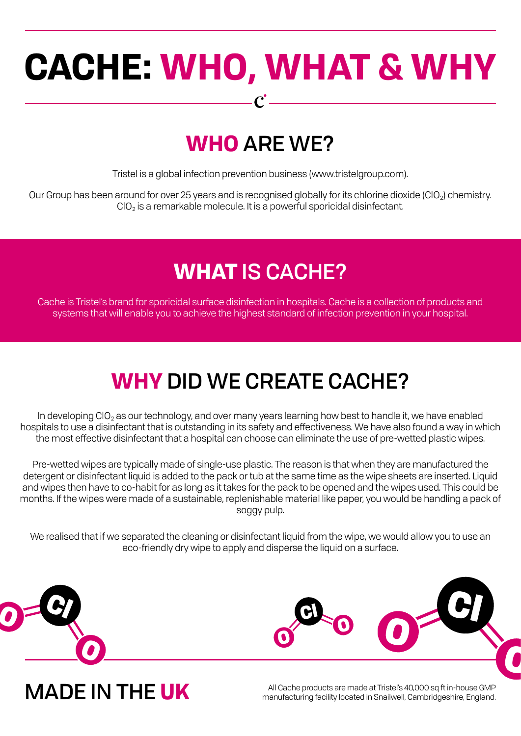# CACHE: WHO, WHAT & WHY

## WHO ARE WE?

Tristel is a global infection prevention business (www.tristelgroup.com).

Our Group has been around for over 25 years and is recognised globally for its chlorine dioxide ($ClO_2$) chemistry. $ClO_2$ is a remarkable molecule. It is a powerful sporicidal disinfectant.

## WHAT IS CACHE?

Cache is Tristel's brand for sporicidal surface disinfection in hospitals. Cache is a collection of products and systems that will enable you to achieve the highest standard of infection prevention in your hospital.

## WHY DID WE CREATE CACHE?

In developing $ClO_2$ as our technology, and over many years learning how best to handle it, we have enabled hospitals to use a disinfectant that is outstanding in its safety and effectiveness. We have also found a way in which the most effective disinfectant that a hospital can choose can eliminate the use of pre-wetted plastic wipes.

Pre-wetted wipes are typically made of single-use plastic. The reason is that when they are manufactured the detergent or disinfectant liquid is added to the pack or tub at the same time as the wipe sheets are inserted. Liquid and wipes then have to co-habit for as long as it takes for the pack to be opened and the wipes used. This could be months. If the wipes were made of a sustainable, replenishable material like paper, you would be handling a pack of soggy pulp.

We realised that if we separated the cleaning or disinfectant liquid from the wipe, we would allow you to use an eco-friendly dry wipe to apply and disperse the liquid on a surface.

## MADE IN THE UK

All Cache products are made at Tristel's 40,000 sq ft in-house GMP manufacturing facility located in Snailwell, Cambridgeshire, England.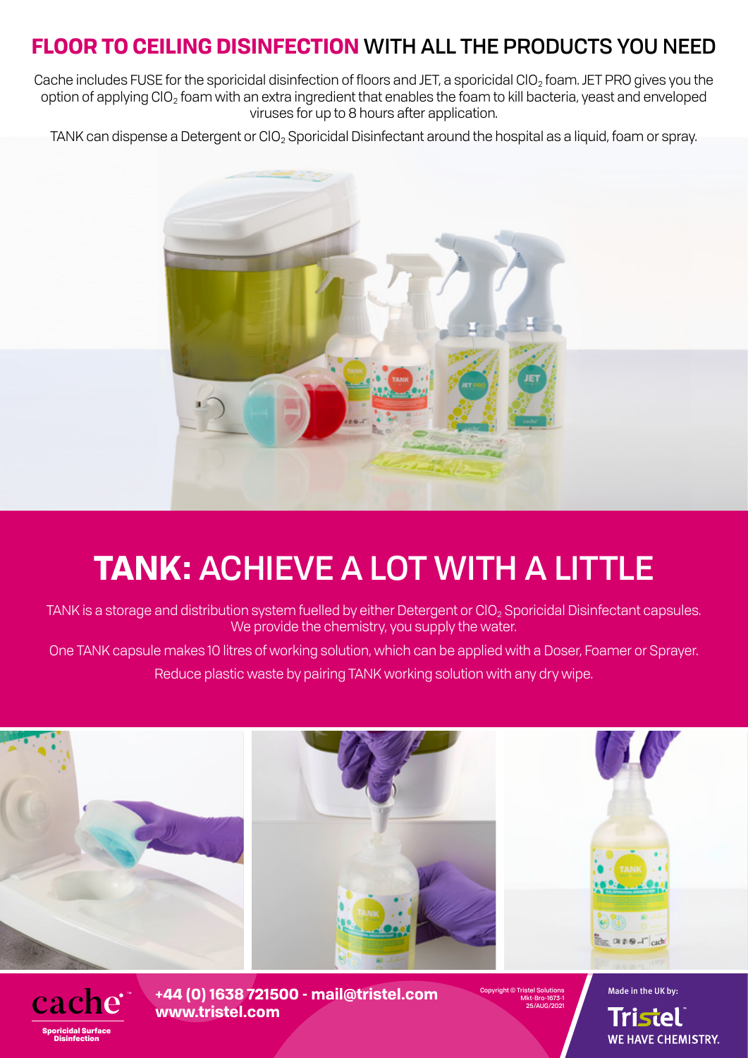## FLOOR TO CEILING DISINFECTION WITH ALL THE PRODUCTS YOU NEED

Cache includes FUSE for the sporicidal disinfection of floors and JET, a sporicidal $ClO_2$ foam. JET PRO gives you the option of applying $ClO_2$ foam with an extra ingredient that enables the foam to kill bacteria, yeast and enveloped viruses for up to 8 hours after application.

TANK can dispense a Detergent or $ClO_2$ Sporicidal Disinfectant around the hospital as a liquid, foam or spray.

## TANK: ACHIEVE A LOT WITH A LITTLE

TANK is a storage and distribution system fuelled by either Detergent or $ClO_2$ Sporicidal Disinfectant capsules. We provide the chemistry, you supply the water.

One TANK capsule makes 10 litres of working solution, which can be applied with a Doser, Foamer or Sprayer.

Reduce plastic waste by pairing TANK working solution with any dry wipe.

cache™
Sporicidal Surface Disinfection

**+44 (0) 1638 721500 - mail@tristel.com**
**www.tristel.com**

Copyright © Tristel Solutions
Mkt-Bro-1673-1
25/AUG/2021

Made in the UK by:
Tristel™
WE HAVE CHEMISTRY.